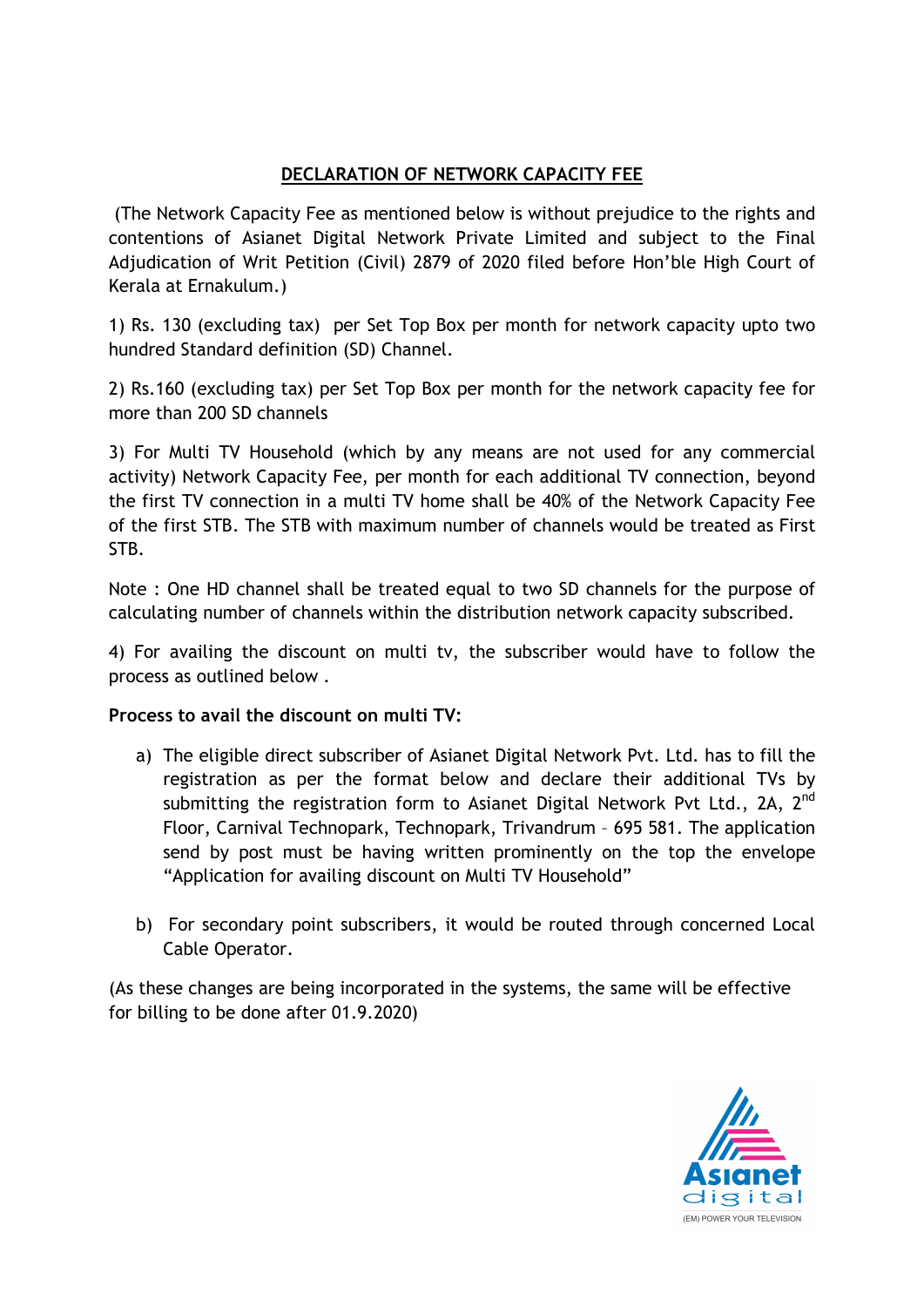## DECLARATION OF NETWORK CAPACITY FEE

(The Network Capacity Fee as mentioned below is without prejudice to the rights and contentions of Asianet Digital Network Private Limited and subject to the Final Adjudication of Writ Petition (Civil) 2879 of 2020 filed before Hon'ble High Court of Kerala at Ernakulum.)

1) Rs. 130 (excluding tax) per Set Top Box per month for network capacity upto two hundred Standard definition (SD) Channel.

2) Rs.160 (excluding tax) per Set Top Box per month for the network capacity fee for more than 200 SD channels

3) For Multi TV Household (which by any means are not used for any commercial activity) Network Capacity Fee, per month for each additional TV connection, beyond the first TV connection in a multi TV home shall be 40% of the Network Capacity Fee of the first STB. The STB with maximum number of channels would be treated as First STB.

Note : One HD channel shall be treated equal to two SD channels for the purpose of calculating number of channels within the distribution network capacity subscribed.

4) For availing the discount on multi tv, the subscriber would have to follow the process as outlined below .

**Process to avail the discount on multi TV:**

a) The eligible direct subscriber of Asianet Digital Network Pvt. Ltd. has to fill the registration as per the format below and declare their additional TVs by submitting the registration form to Asianet Digital Network Pvt Ltd., 2A, 2nd Floor, Carnival Technopark, Technopark, Trivandrum – 695 581. The application send by post must be having written prominently on the top the envelope "Application for availing discount on Multi TV Household"

b) For secondary point subscribers, it would be routed through concerned Local Cable Operator.

(As these changes are being incorporated in the systems, the same will be effective for billing to be done after 01.9.2020)

Asianet digital
(EM) POWER YOUR TELEVISION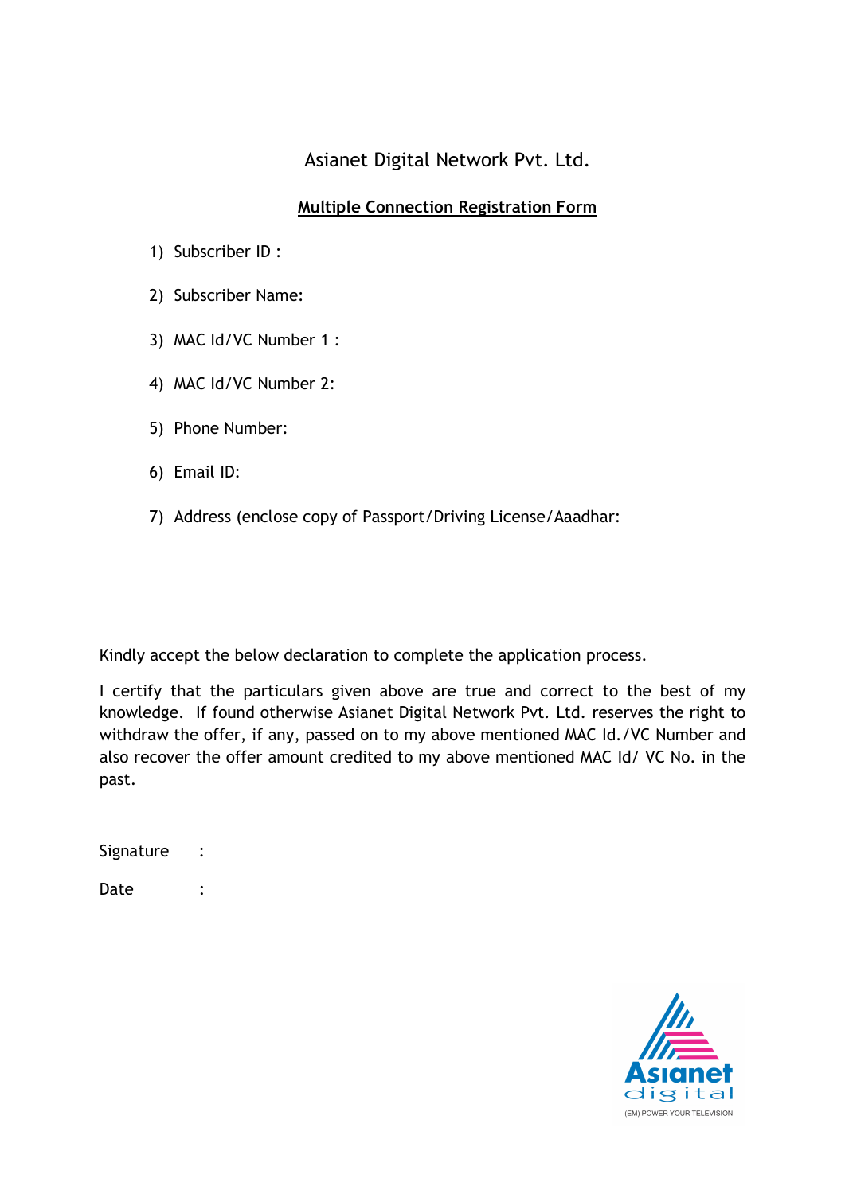Asianet Digital Network Pvt. Ltd.

**Multiple Connection Registration Form**

1) Subscriber ID :
2) Subscriber Name:
3) MAC Id/VC Number 1 :
4) MAC Id/VC Number 2:
5) Phone Number:
6) Email ID:
7) Address (enclose copy of Passport/Driving License/Aaadhar:

Kindly accept the below declaration to complete the application process.

I certify that the particulars given above are true and correct to the best of my knowledge. If found otherwise Asianet Digital Network Pvt. Ltd. reserves the right to withdraw the offer, if any, passed on to my above mentioned MAC Id./VC Number and also recover the offer amount credited to my above mentioned MAC Id/ VC No. in the past.

Signature :

Date :

Asianet digital

(EM) POWER YOUR TELEVISION